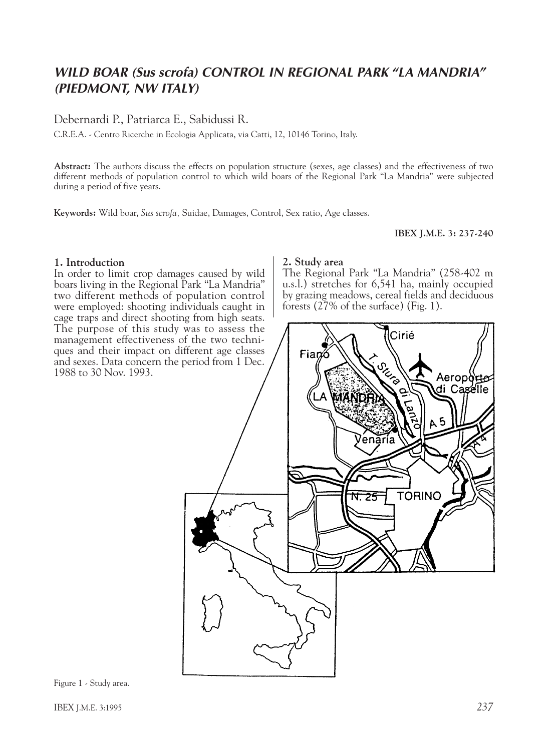# *WILD BOAR (Sus scrofa) CONTROL IN REGIONAL PARK "LA MANDRIA" (PIEDMONT, NW ITALY)*

Debernardi P., Patriarca E., Sabidussi R.

C.R.E.A. - Centro Ricerche in Ecologia Applicata, via Catti, 12, 10146 Torino, Italy.

**Abstract:** The authors discuss the effects on population structure (sexes, age classes) and the effectiveness of two different methods of population control to which wild boars of the Regional Park "La Mandria" were subjected during a period of five years.

**Keywords:** Wild boar, *Sus scrofa,* Suidae, Damages, Control, Sex ratio, Age classes.

## 1. Introduction

In order to limit crop damages caused by wild boars living in the Regional Park "La Mandria" two different methods of population control were employed: shooting individuals caught in cage traps and direct shooting from high seats. The purpose of this study was to assess the management effectiveness of the two techniques and their impact on different age classes and sexes. Data concern the period from 1 Dec. 1988 to 30 Nov. 1993.

## 2. Study area

The Regional Park "La Mandria" (258-402 m u.s.l.) stretches for 6,541 ha, mainly occupied by grazing meadows, cereal fields and deciduous forests (27% of the surface) (Fig. 1).

Figure 1 - Study area.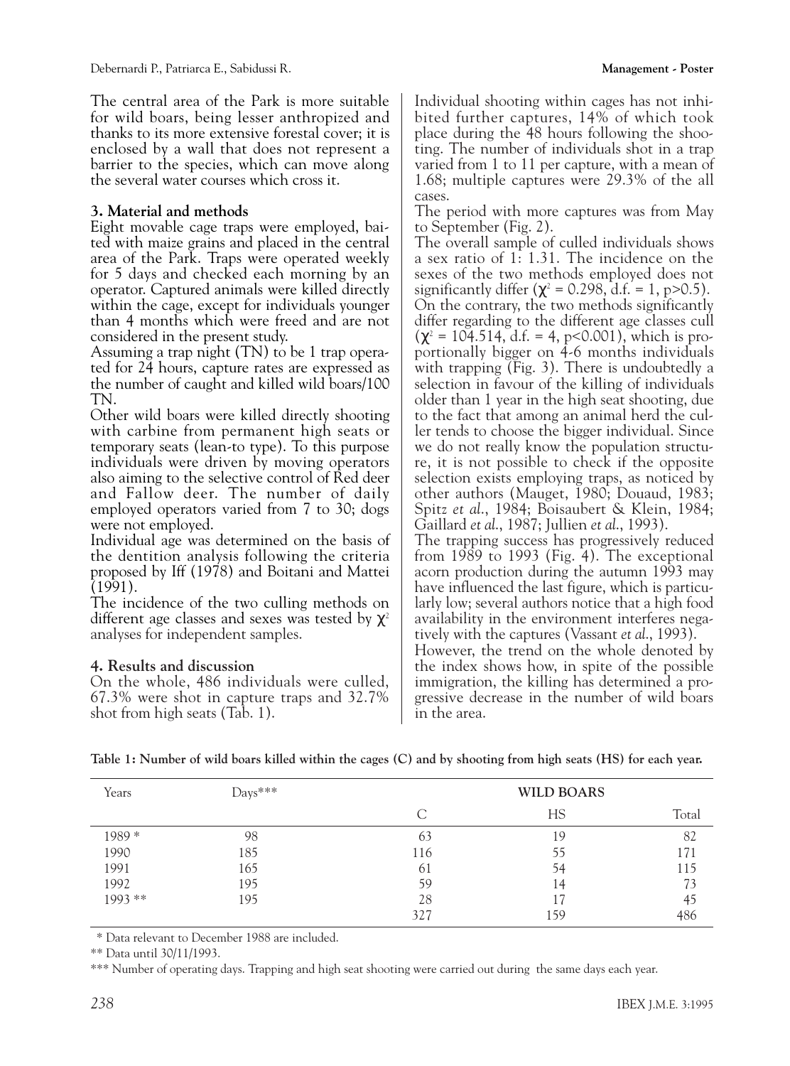The central area of the Park is more suitable for wild boars, being lesser anthropized and thanks to its more extensive forestal cover; it is enclosed by a wall that does not represent a barrier to the species, which can move along the several water courses which cross it.

## 3. Material and methods

Eight movable cage traps were employed, baited with maize grains and placed in the central area of the Park. Traps were operated weekly for 5 days and checked each morning by an operator. Captured animals were killed directly within the cage, except for individuals younger than 4 months which were freed and are not considered in the present study.

Assuming a trap night (TN) to be 1 trap operated for 24 hours, capture rates are expressed as the number of caught and killed wild boars/100 TN.

Other wild boars were killed directly shooting with carbine from permanent high seats or temporary seats (lean-to type). To this purpose individuals were driven by moving operators also aiming to the selective control of Red deer and Fallow deer. The number of daily employed operators varied from 7 to 30; dogs were not employed.

Individual age was determined on the basis of the dentition analysis following the criteria proposed by Iff (1978) and Boitani and Mattei (1991).

The incidence of the two culling methods on different age classes and sexes was tested by $\chi^2$ analyses for independent samples.

## 4. Results and discussion

On the whole, 486 individuals were culled, 67.3% were shot in capture traps and 32.7% shot from high seats (Tab. 1).

Individual shooting within cages has not inhibited further captures, 14% of which took place during the 48 hours following the shooting. The number of individuals shot in a trap varied from 1 to 11 per capture, with a mean of 1.68; multiple captures were 29.3% of the all cases.

The period with more captures was from May to September (Fig. 2).

The overall sample of culled individuals shows a sex ratio of 1: 1.31. The incidence on the sexes of the two methods employed does not significantly differ ($\chi^2 = 0.298$, d.f. = 1, $p>0.5$). On the contrary, the two methods significantly differ regarding to the different age classes cull ($\chi^2 = 104.514$, d.f. = 4, $p<0.001$), which is proportionally bigger on 4-6 months individuals with trapping (Fig. 3). There is undoubtedly a selection in favour of the killing of individuals older than 1 year in the high seat shooting, due to the fact that among an animal herd the culler tends to choose the bigger individual. Since we do not really know the population structure, it is not possible to check if the opposite selection exists employing traps, as noticed by other authors (Mauget, 1980; Douaud, 1983; Spitz *et al*., 1984; Boisaubert & Klein, 1984; Gaillard *et al*., 1987; Jullien *et al*., 1993).

The trapping success has progressively reduced from 1989 to 1993 (Fig. 4). The exceptional acorn production during the autumn 1993 may have influenced the last figure, which is particularly low; several authors notice that a high food availability in the environment interferes negatively with the captures (Vassant *et al*., 1993).

However, the trend on the whole denoted by the index shows how, in spite of the possible immigration, the killing has determined a progressive decrease in the number of wild boars in the area.

**Table 1: Number of wild boars killed within the cages (C) and by shooting from high seats (HS) for each year.**

| Years | Days*** | WILD BOARS | | |
|---|---|---|---|---|
| | | C | HS | Total |
| 1989 * | 98 | 63 | 19 | 82 |
| 1990 | 185 | 116 | 55 | 171 |
| 1991 | 165 | 61 | 54 | 115 |
| 1992 | 195 | 59 | 14 | 73 |
| 1993 ** | 195 | 28 | 17 | 45 |
| | | 327 | 159 | 486 |

\* Data relevant to December 1988 are included.

** Data until 30/11/1993.

*** Number of operating days. Trapping and high seat shooting were carried out during the same days each year.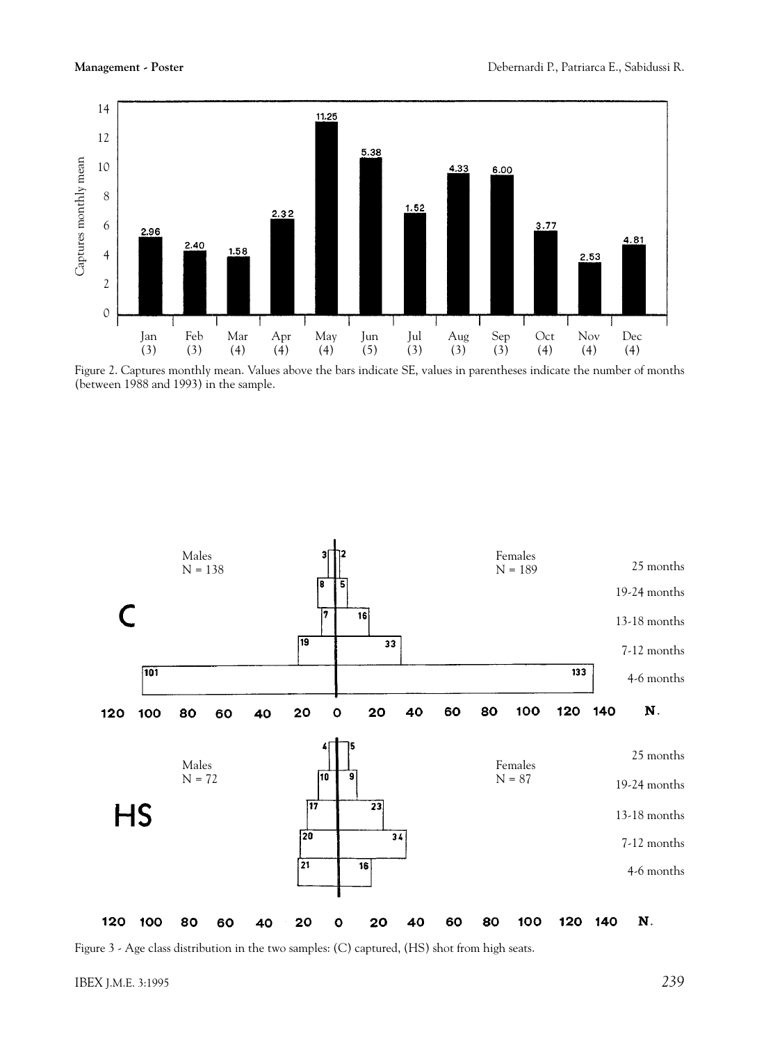Figure 2. Captures monthly mean. Values above the bars indicate SE, values in parentheses indicate the number of months (between 1988 and 1993) in the sample.

Figure 3 - Age class distribution in the two samples: (C) captured, (HS) shot from high seats.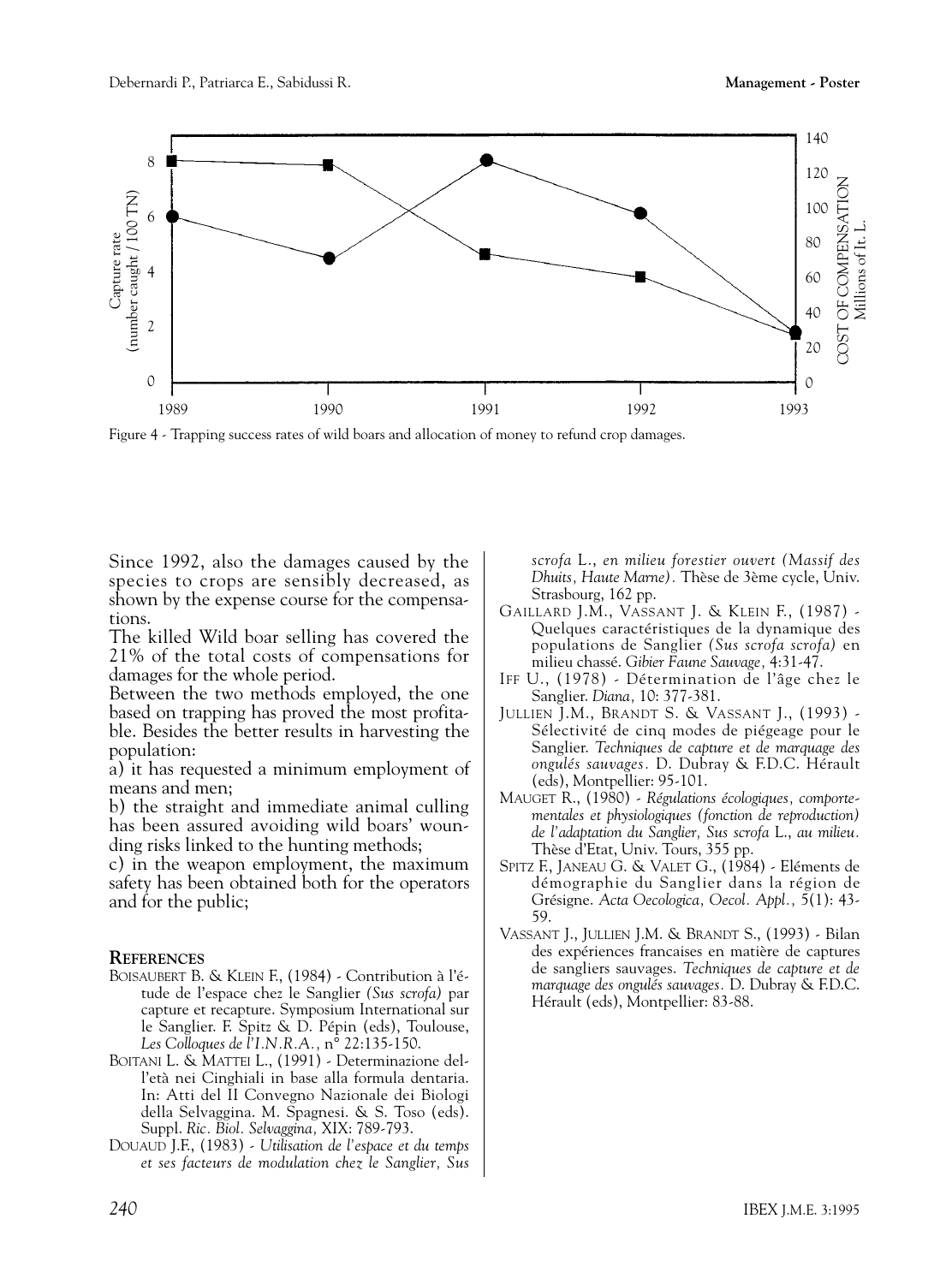Capture rate
(number caught / 100 TN)

8
6
4
2
0

140
120
100
80
60
40
20
0

COST OF COMPENSATION
Millions of It. L.

1989
1990
1991
1992
1993

Figure 4 - Trapping success rates of wild boars and allocation of money to refund crop damages.

Since 1992, also the damages caused by the species to crops are sensibly decreased, as shown by the expense course for the compensations.

The killed Wild boar selling has covered the 21% of the total costs of compensations for damages for the whole period.

Between the two methods employed, the one based on trapping has proved the most profitable. Besides the better results in harvesting the population:

a) it has requested a minimum employment of means and men;

b) the straight and immediate animal culling has been assured avoiding wild boars' wounding risks linked to the hunting methods;

c) in the weapon employment, the maximum safety has been obtained both for the operators and for the public;

## REFERENCES

BOISAUBERT B. & KLEIN F., (1984) - Contribution à l'étude de l'espace chez le Sanglier *(Sus scrofa)* par capture et recapture. Symposium International sur le Sanglier. F. Spitz & D. Pépin (eds), Toulouse, *Les Colloques de l'I.N.R.A.*, n° 22:135-150.

BOITANI L. & MATTEI L., (1991) - Determinazione dell'età nei Cinghiali in base alla formula dentaria. In: Atti del II Convegno Nazionale dei Biologi della Selvaggina. M. Spagnesi. & S. Toso (eds). Suppl. *Ric. Biol. Selvaggina,* XIX: 789-793.

DOUAUD J.F., (1983) - *Utilisation de l'espace et du temps et ses facteurs de modulation chez le Sanglier, Sus scrofa* L., *en milieu forestier ouvert (Massif des Dhuits, Haute Marne).* Thèse de 3ème cycle, Univ. Strasbourg, 162 pp.

GAILLARD J.M., VASSANT J. & KLEIN F., (1987) - Quelques caractéristiques de la dynamique des populations de Sanglier *(Sus scrofa scrofa)* en milieu chassé. *Gibier Faune Sauvage,* 4:31-47.

IFF U., (1978) - Détermination de l'âge chez le Sanglier. *Diana,* 10: 377-381.

JULLIEN J.M., BRANDT S. & VASSANT J., (1993) - Sélectivité de cinq modes de piégeage pour le Sanglier. *Techniques de capture et de marquage des ongulés sauvages*. D. Dubray & F.D.C. Hérault (eds), Montpellier: 95-101.

MAUGET R., (1980) - *Régulations écologiques, comportementales et physiologiques (fonction de reproduction) de l'adaptation du Sanglier, Sus scrofa* L., *au milieu.* Thèse d'Etat, Univ. Tours, 355 pp.

SPITZ F., JANEAU G. & VALET G., (1984) - Eléments de démographie du Sanglier dans la région de Grésigne. *Acta Oecologica, Oecol. Appl.,* 5(1): 43-59.

VASSANT J., JULLIEN J.M. & BRANDT S., (1993) - Bilan des expériences francaises en matière de captures de sangliers sauvages. *Techniques de capture et de marquage des ongulés sauvages*. D. Dubray & F.D.C. Hérault (eds), Montpellier: 83-88.